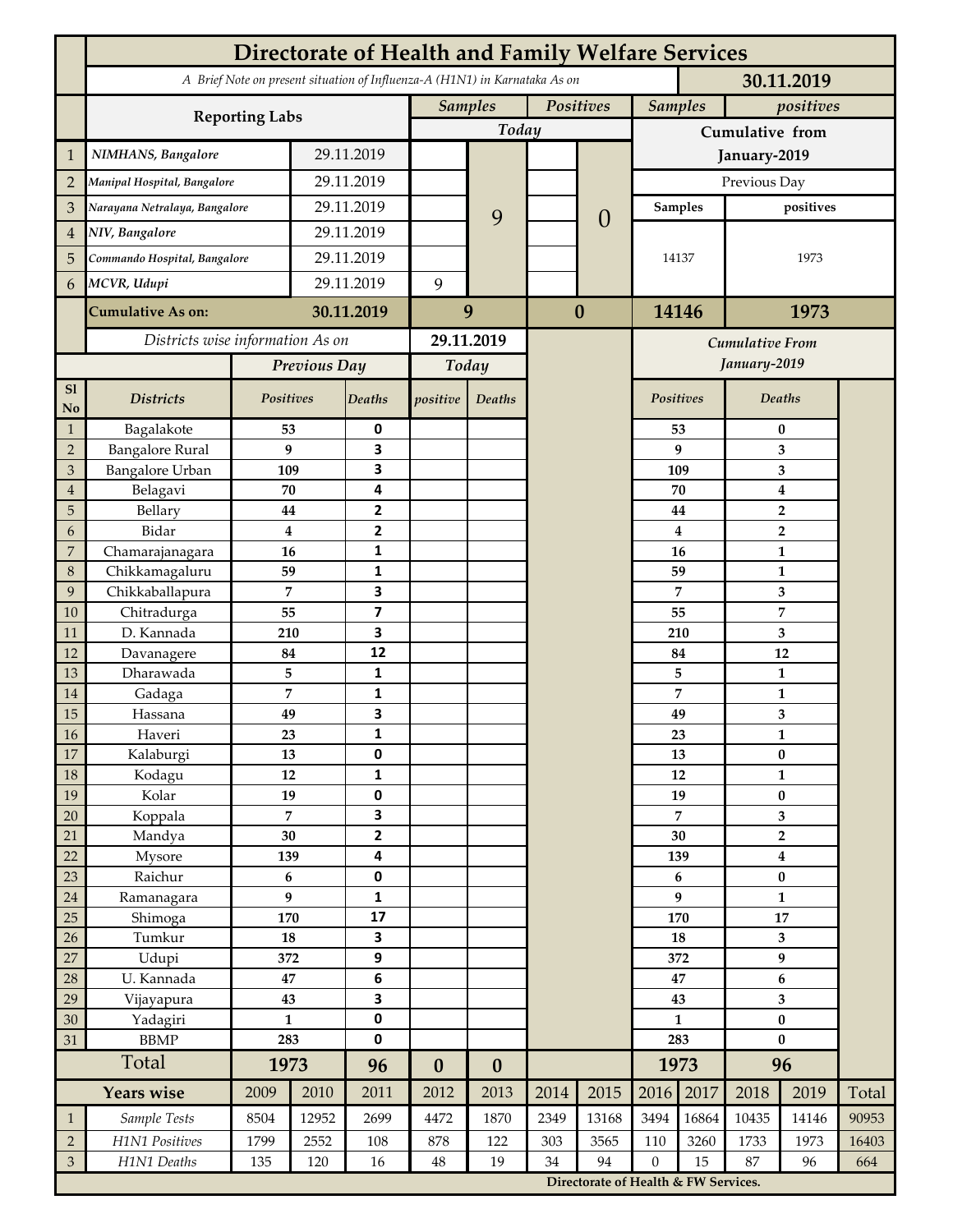# Directorate of Health and Family Welfare Services

*A Brief Note on present situation of Influenza-A (H1N1) in Karnataka As on* **30.11.2019**

| | Reporting Labs | | Samples (Today) | | Positives (Today) | | Samples (Cumulative from January-2019) | positives (Cumulative from January-2019) |
|---|---|---|---|---|---|---|---|---|
| | | | | | | | Previous Day | |
| | | | | | | | Samples | positives |
| 1 | *NIMHANS, Bangalore* | 29.11.2019 | | 9 | | 0 | 14137 | 1973 |
| 2 | *Manipal Hospital, Bangalore* | 29.11.2019 | | | | | | |
| 3 | *Narayana Netralaya, Bangalore* | 29.11.2019 | | | | | | |
| 4 | *NIV, Bangalore* | 29.11.2019 | | | | | | |
| 5 | *Commando Hospital, Bangalore* | 29.11.2019 | | | | | | |
| 6 | *MCVR, Udupi* | 29.11.2019 | 9 | | | | | |
| | **Cumulative As on:** | **30.11.2019** | **9** | | **0** | | **14146** | **1973** |

*Districts wise information As on* **29.11.2019**

| Sl No | Districts | Previous Day Positives | Previous Day Deaths | Today positive | Today Deaths | Cumulative From January-2019 Positives | Cumulative From January-2019 Deaths |
|---|---|---|---|---|---|---|---|
| 1 | Bagalakote | 53 | 0 | | | 53 | 0 |
| 2 | Bangalore Rural | 9 | 3 | | | 9 | 3 |
| 3 | Bangalore Urban | 109 | 3 | | | 109 | 3 |
| 4 | Belagavi | 70 | 4 | | | 70 | 4 |
| 5 | Bellary | 44 | 2 | | | 44 | 2 |
| 6 | Bidar | 4 | 2 | | | 4 | 2 |
| 7 | Chamarajanagara | 16 | 1 | | | 16 | 1 |
| 8 | Chikkamagaluru | 59 | 1 | | | 59 | 1 |
| 9 | Chikkaballapura | 7 | 3 | | | 7 | 3 |
| 10 | Chitradurga | 55 | 7 | | | 55 | 7 |
| 11 | D. Kannada | 210 | 3 | | | 210 | 3 |
| 12 | Davanagere | 84 | 12 | | | 84 | 12 |
| 13 | Dharawada | 5 | 1 | | | 5 | 1 |
| 14 | Gadaga | 7 | 1 | | | 7 | 1 |
| 15 | Hassana | 49 | 3 | | | 49 | 3 |
| 16 | Haveri | 23 | 1 | | | 23 | 1 |
| 17 | Kalaburgi | 13 | 0 | | | 13 | 0 |
| 18 | Kodagu | 12 | 1 | | | 12 | 1 |
| 19 | Kolar | 19 | 0 | | | 19 | 0 |
| 20 | Koppala | 7 | 3 | | | 7 | 3 |
| 21 | Mandya | 30 | 2 | | | 30 | 2 |
| 22 | Mysore | 139 | 4 | | | 139 | 4 |
| 23 | Raichur | 6 | 0 | | | 6 | 0 |
| 24 | Ramanagara | 9 | 1 | | | 9 | 1 |
| 25 | Shimoga | 170 | 17 | | | 170 | 17 |
| 26 | Tumkur | 18 | 3 | | | 18 | 3 |
| 27 | Udupi | 372 | 9 | | | 372 | 9 |
| 28 | U. Kannada | 47 | 6 | | | 47 | 6 |
| 29 | Vijayapura | 43 | 3 | | | 43 | 3 |
| 30 | Yadagiri | 1 | 0 | | | 1 | 0 |
| 31 | BBMP | 283 | 0 | | | 283 | 0 |
| | **Total** | **1973** | **96** | **0** | **0** | **1973** | **96** |

| | Years wise | 2009 | 2010 | 2011 | 2012 | 2013 | 2014 | 2015 | 2016 | 2017 | 2018 | 2019 | Total |
|---|---|---|---|---|---|---|---|---|---|---|---|---|---|
| 1 | *Sample Tests* | 8504 | 12952 | 2699 | 4472 | 1870 | 2349 | 13168 | 3494 | 16864 | 10435 | 14146 | 90953 |
| 2 | *H1N1 Positives* | 1799 | 2552 | 108 | 878 | 122 | 303 | 3565 | 110 | 3260 | 1733 | 1973 | 16403 |
| 3 | *H1N1 Deaths* | 135 | 120 | 16 | 48 | 19 | 34 | 94 | 0 | 15 | 87 | 96 | 664 |

**Directorate of Health & FW Services.**